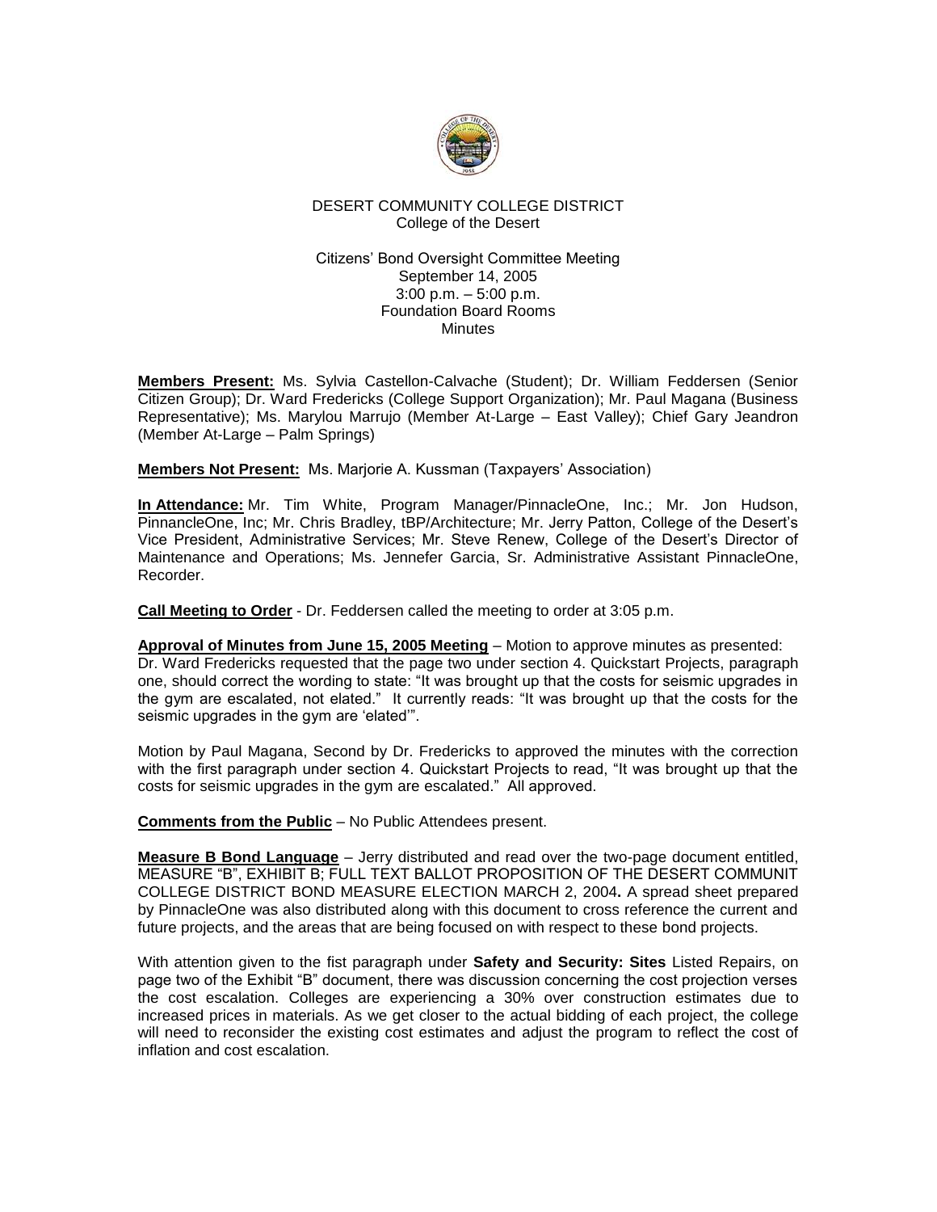DESERT COMMUNITY COLLEGE DISTRICT
College of the Desert

Citizens' Bond Oversight Committee Meeting
September 14, 2005
3:00 p.m. – 5:00 p.m.
Foundation Board Rooms
Minutes

**Members Present:** Ms. Sylvia Castellon-Calvache (Student); Dr. William Feddersen (Senior Citizen Group); Dr. Ward Fredericks (College Support Organization); Mr. Paul Magana (Business Representative); Ms. Marylou Marrujo (Member At-Large – East Valley); Chief Gary Jeandron (Member At-Large – Palm Springs)

**Members Not Present:** Ms. Marjorie A. Kussman (Taxpayers' Association)

**In Attendance:** Mr. Tim White, Program Manager/PinnacleOne, Inc.; Mr. Jon Hudson, PinnancleOne, Inc; Mr. Chris Bradley, tBP/Architecture; Mr. Jerry Patton, College of the Desert's Vice President, Administrative Services; Mr. Steve Renew, College of the Desert's Director of Maintenance and Operations; Ms. Jennefer Garcia, Sr. Administrative Assistant PinnacleOne, Recorder.

**Call Meeting to Order** - Dr. Feddersen called the meeting to order at 3:05 p.m.

**Approval of Minutes from June 15, 2005 Meeting** – Motion to approve minutes as presented: Dr. Ward Fredericks requested that the page two under section 4. Quickstart Projects, paragraph one, should correct the wording to state: "It was brought up that the costs for seismic upgrades in the gym are escalated, not elated." It currently reads: "It was brought up that the costs for the seismic upgrades in the gym are 'elated'".

Motion by Paul Magana, Second by Dr. Fredericks to approved the minutes with the correction with the first paragraph under section 4. Quickstart Projects to read, "It was brought up that the costs for seismic upgrades in the gym are escalated." All approved.

**Comments from the Public** – No Public Attendees present.

**Measure B Bond Language** – Jerry distributed and read over the two-page document entitled, MEASURE "B", EXHIBIT B; FULL TEXT BALLOT PROPOSITION OF THE DESERT COMMUNIT COLLEGE DISTRICT BOND MEASURE ELECTION MARCH 2, 2004**.** A spread sheet prepared by PinnacleOne was also distributed along with this document to cross reference the current and future projects, and the areas that are being focused on with respect to these bond projects.

With attention given to the fist paragraph under **Safety and Security: Sites** Listed Repairs, on page two of the Exhibit "B" document, there was discussion concerning the cost projection verses the cost escalation. Colleges are experiencing a 30% over construction estimates due to increased prices in materials. As we get closer to the actual bidding of each project, the college will need to reconsider the existing cost estimates and adjust the program to reflect the cost of inflation and cost escalation.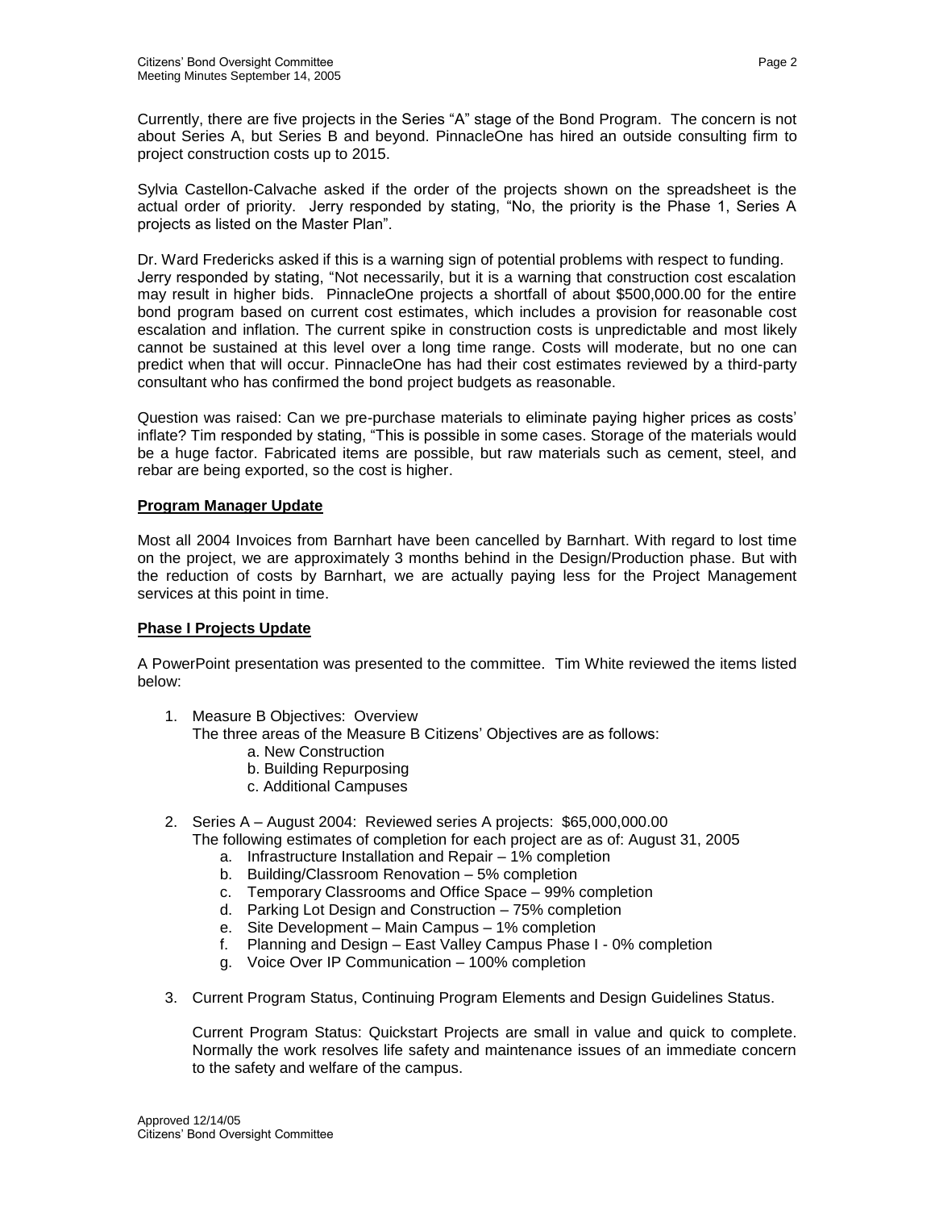Currently, there are five projects in the Series "A" stage of the Bond Program. The concern is not about Series A, but Series B and beyond. PinnacleOne has hired an outside consulting firm to project construction costs up to 2015.

Sylvia Castellon-Calvache asked if the order of the projects shown on the spreadsheet is the actual order of priority. Jerry responded by stating, "No, the priority is the Phase 1, Series A projects as listed on the Master Plan".

Dr. Ward Fredericks asked if this is a warning sign of potential problems with respect to funding. Jerry responded by stating, "Not necessarily, but it is a warning that construction cost escalation may result in higher bids. PinnacleOne projects a shortfall of about $500,000.00 for the entire bond program based on current cost estimates, which includes a provision for reasonable cost escalation and inflation. The current spike in construction costs is unpredictable and most likely cannot be sustained at this level over a long time range. Costs will moderate, but no one can predict when that will occur. PinnacleOne has had their cost estimates reviewed by a third-party consultant who has confirmed the bond project budgets as reasonable.

Question was raised: Can we pre-purchase materials to eliminate paying higher prices as costs' inflate? Tim responded by stating, "This is possible in some cases. Storage of the materials would be a huge factor. Fabricated items are possible, but raw materials such as cement, steel, and rebar are being exported, so the cost is higher.

**Program Manager Update**

Most all 2004 Invoices from Barnhart have been cancelled by Barnhart. With regard to lost time on the project, we are approximately 3 months behind in the Design/Production phase. But with the reduction of costs by Barnhart, we are actually paying less for the Project Management services at this point in time.

**Phase I Projects Update**

A PowerPoint presentation was presented to the committee. Tim White reviewed the items listed below:

1. Measure B Objectives: Overview
   The three areas of the Measure B Citizens' Objectives are as follows:
      a. New Construction
      b. Building Repurposing
      c. Additional Campuses

2. Series A – August 2004: Reviewed series A projects: $65,000,000.00
   The following estimates of completion for each project are as of: August 31, 2005
   a. Infrastructure Installation and Repair – 1% completion
   b. Building/Classroom Renovation – 5% completion
   c. Temporary Classrooms and Office Space – 99% completion
   d. Parking Lot Design and Construction – 75% completion
   e. Site Development – Main Campus – 1% completion
   f. Planning and Design – East Valley Campus Phase I - 0% completion
   g. Voice Over IP Communication – 100% completion

3. Current Program Status, Continuing Program Elements and Design Guidelines Status.

   Current Program Status: Quickstart Projects are small in value and quick to complete. Normally the work resolves life safety and maintenance issues of an immediate concern to the safety and welfare of the campus.

Approved 12/14/05
Citizens' Bond Oversight Committee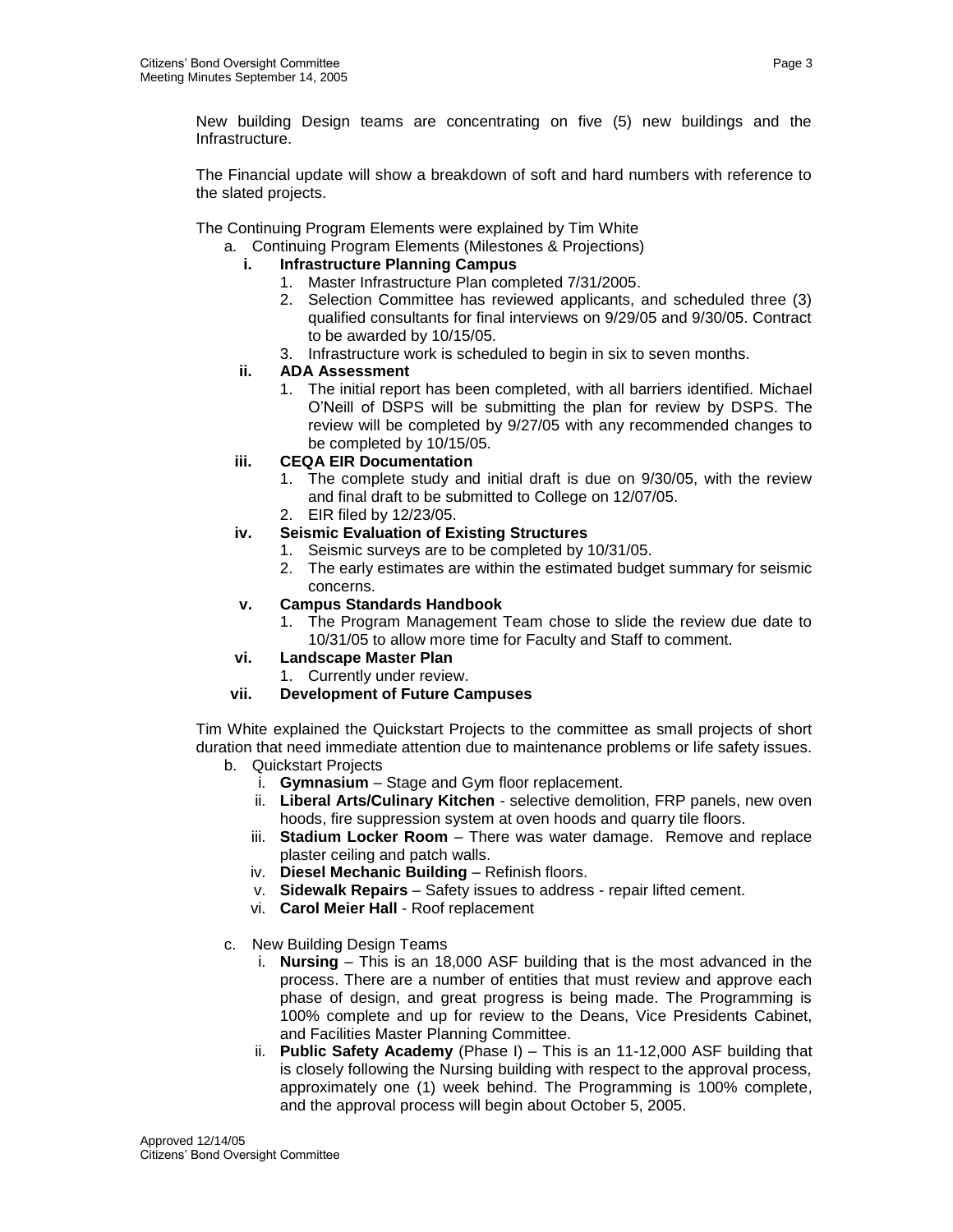New building Design teams are concentrating on five (5) new buildings and the Infrastructure.

The Financial update will show a breakdown of soft and hard numbers with reference to the slated projects.

The Continuing Program Elements were explained by Tim White

a. Continuing Program Elements (Milestones & Projections)
   - **i. Infrastructure Planning Campus**
     1. Master Infrastructure Plan completed 7/31/2005.
     2. Selection Committee has reviewed applicants, and scheduled three (3) qualified consultants for final interviews on 9/29/05 and 9/30/05. Contract to be awarded by 10/15/05.
     3. Infrastructure work is scheduled to begin in six to seven months.
   - **ii. ADA Assessment**
     1. The initial report has been completed, with all barriers identified. Michael O'Neill of DSPS will be submitting the plan for review by DSPS. The review will be completed by 9/27/05 with any recommended changes to be completed by 10/15/05.
   - **iii. CEQA EIR Documentation**
     1. The complete study and initial draft is due on 9/30/05, with the review and final draft to be submitted to College on 12/07/05.
     2. EIR filed by 12/23/05.
   - **iv. Seismic Evaluation of Existing Structures**
     1. Seismic surveys are to be completed by 10/31/05.
     2. The early estimates are within the estimated budget summary for seismic concerns.
   - **v. Campus Standards Handbook**
     1. The Program Management Team chose to slide the review due date to 10/31/05 to allow more time for Faculty and Staff to comment.
   - **vi. Landscape Master Plan**
     1. Currently under review.
   - **vii. Development of Future Campuses**

Tim White explained the Quickstart Projects to the committee as small projects of short duration that need immediate attention due to maintenance problems or life safety issues.

b. Quickstart Projects
   - i. **Gymnasium** – Stage and Gym floor replacement.
   - ii. **Liberal Arts/Culinary Kitchen** - selective demolition, FRP panels, new oven hoods, fire suppression system at oven hoods and quarry tile floors.
   - iii. **Stadium Locker Room** – There was water damage. Remove and replace plaster ceiling and patch walls.
   - iv. **Diesel Mechanic Building** – Refinish floors.
   - v. **Sidewalk Repairs** – Safety issues to address - repair lifted cement.
   - vi. **Carol Meier Hall** - Roof replacement

c. New Building Design Teams
   - i. **Nursing** – This is an 18,000 ASF building that is the most advanced in the process. There are a number of entities that must review and approve each phase of design, and great progress is being made. The Programming is 100% complete and up for review to the Deans, Vice Presidents Cabinet, and Facilities Master Planning Committee.
   - ii. **Public Safety Academy** (Phase I) – This is an 11-12,000 ASF building that is closely following the Nursing building with respect to the approval process, approximately one (1) week behind. The Programming is 100% complete, and the approval process will begin about October 5, 2005.

Approved 12/14/05
Citizens' Bond Oversight Committee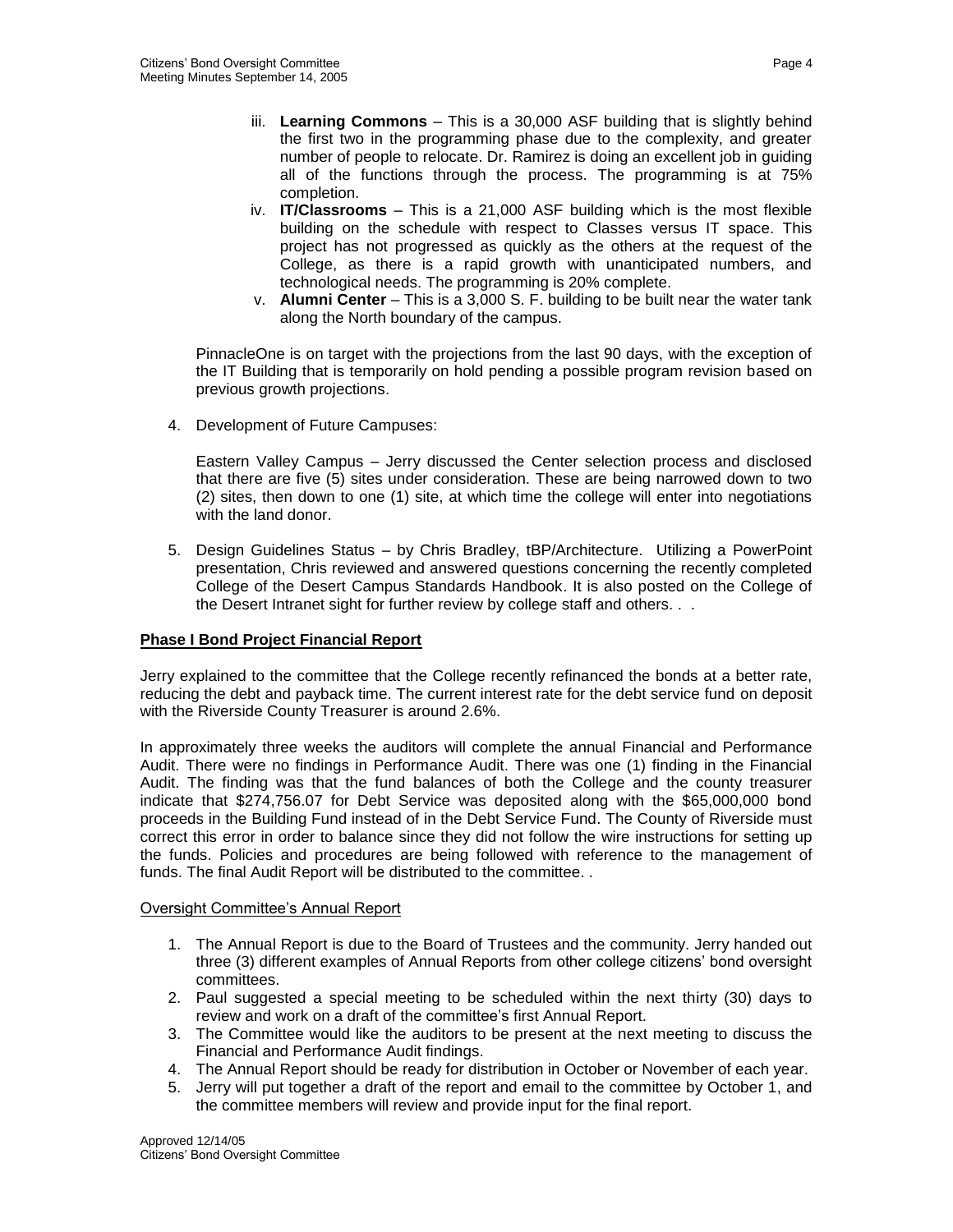iii. **Learning Commons** – This is a 30,000 ASF building that is slightly behind the first two in the programming phase due to the complexity, and greater number of people to relocate. Dr. Ramirez is doing an excellent job in guiding all of the functions through the process. The programming is at 75% completion.

iv. **IT/Classrooms** – This is a 21,000 ASF building which is the most flexible building on the schedule with respect to Classes versus IT space. This project has not progressed as quickly as the others at the request of the College, as there is a rapid growth with unanticipated numbers, and technological needs. The programming is 20% complete.

v. **Alumni Center** – This is a 3,000 S. F. building to be built near the water tank along the North boundary of the campus.

PinnacleOne is on target with the projections from the last 90 days, with the exception of the IT Building that is temporarily on hold pending a possible program revision based on previous growth projections.

4. Development of Future Campuses:

   Eastern Valley Campus – Jerry discussed the Center selection process and disclosed that there are five (5) sites under consideration. These are being narrowed down to two (2) sites, then down to one (1) site, at which time the college will enter into negotiations with the land donor.

5. Design Guidelines Status – by Chris Bradley, tBP/Architecture. Utilizing a PowerPoint presentation, Chris reviewed and answered questions concerning the recently completed College of the Desert Campus Standards Handbook. It is also posted on the College of the Desert Intranet sight for further review by college staff and others. . .

**Phase I Bond Project Financial Report**

Jerry explained to the committee that the College recently refinanced the bonds at a better rate, reducing the debt and payback time. The current interest rate for the debt service fund on deposit with the Riverside County Treasurer is around 2.6%.

In approximately three weeks the auditors will complete the annual Financial and Performance Audit. There were no findings in Performance Audit. There was one (1) finding in the Financial Audit. The finding was that the fund balances of both the College and the county treasurer indicate that $274,756.07 for Debt Service was deposited along with the $65,000,000 bond proceeds in the Building Fund instead of in the Debt Service Fund. The County of Riverside must correct this error in order to balance since they did not follow the wire instructions for setting up the funds. Policies and procedures are being followed with reference to the management of funds. The final Audit Report will be distributed to the committee. .

Oversight Committee's Annual Report

1. The Annual Report is due to the Board of Trustees and the community. Jerry handed out three (3) different examples of Annual Reports from other college citizens' bond oversight committees.
2. Paul suggested a special meeting to be scheduled within the next thirty (30) days to review and work on a draft of the committee's first Annual Report.
3. The Committee would like the auditors to be present at the next meeting to discuss the Financial and Performance Audit findings.
4. The Annual Report should be ready for distribution in October or November of each year.
5. Jerry will put together a draft of the report and email to the committee by October 1, and the committee members will review and provide input for the final report.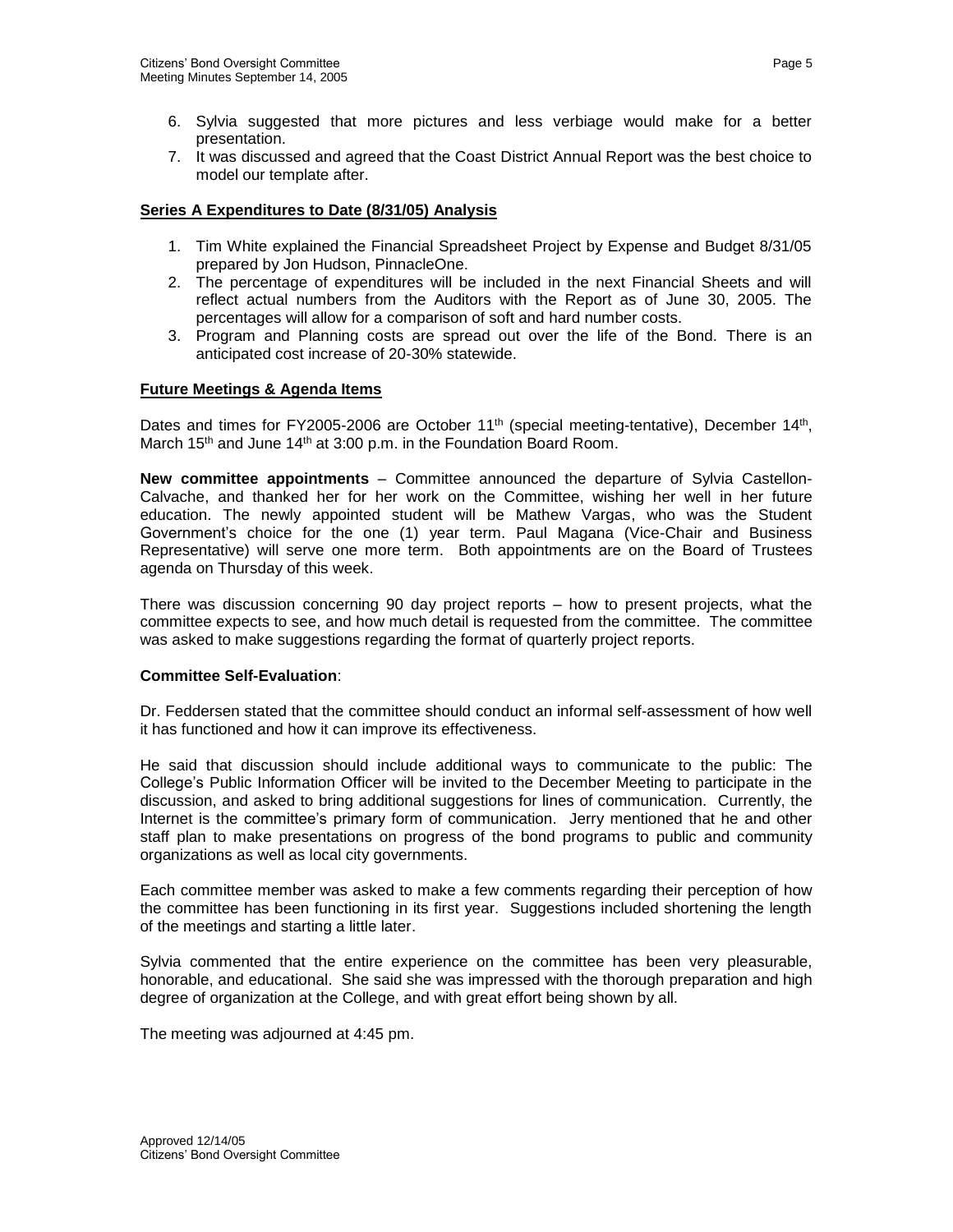6. Sylvia suggested that more pictures and less verbiage would make for a better presentation.
7. It was discussed and agreed that the Coast District Annual Report was the best choice to model our template after.

**Series A Expenditures to Date (8/31/05) Analysis**

1. Tim White explained the Financial Spreadsheet Project by Expense and Budget 8/31/05 prepared by Jon Hudson, PinnacleOne.
2. The percentage of expenditures will be included in the next Financial Sheets and will reflect actual numbers from the Auditors with the Report as of June 30, 2005. The percentages will allow for a comparison of soft and hard number costs.
3. Program and Planning costs are spread out over the life of the Bond. There is an anticipated cost increase of 20-30% statewide.

**Future Meetings & Agenda Items**

Dates and times for FY2005-2006 are October 11th (special meeting-tentative), December 14th, March 15th and June 14th at 3:00 p.m. in the Foundation Board Room.

**New committee appointments** – Committee announced the departure of Sylvia Castellon-Calvache, and thanked her for her work on the Committee, wishing her well in her future education. The newly appointed student will be Mathew Vargas, who was the Student Government's choice for the one (1) year term. Paul Magana (Vice-Chair and Business Representative) will serve one more term. Both appointments are on the Board of Trustees agenda on Thursday of this week.

There was discussion concerning 90 day project reports – how to present projects, what the committee expects to see, and how much detail is requested from the committee. The committee was asked to make suggestions regarding the format of quarterly project reports.

**Committee Self-Evaluation**:

Dr. Feddersen stated that the committee should conduct an informal self-assessment of how well it has functioned and how it can improve its effectiveness.

He said that discussion should include additional ways to communicate to the public: The College's Public Information Officer will be invited to the December Meeting to participate in the discussion, and asked to bring additional suggestions for lines of communication. Currently, the Internet is the committee's primary form of communication. Jerry mentioned that he and other staff plan to make presentations on progress of the bond programs to public and community organizations as well as local city governments.

Each committee member was asked to make a few comments regarding their perception of how the committee has been functioning in its first year. Suggestions included shortening the length of the meetings and starting a little later.

Sylvia commented that the entire experience on the committee has been very pleasurable, honorable, and educational. She said she was impressed with the thorough preparation and high degree of organization at the College, and with great effort being shown by all.

The meeting was adjourned at 4:45 pm.

Approved 12/14/05
Citizens' Bond Oversight Committee